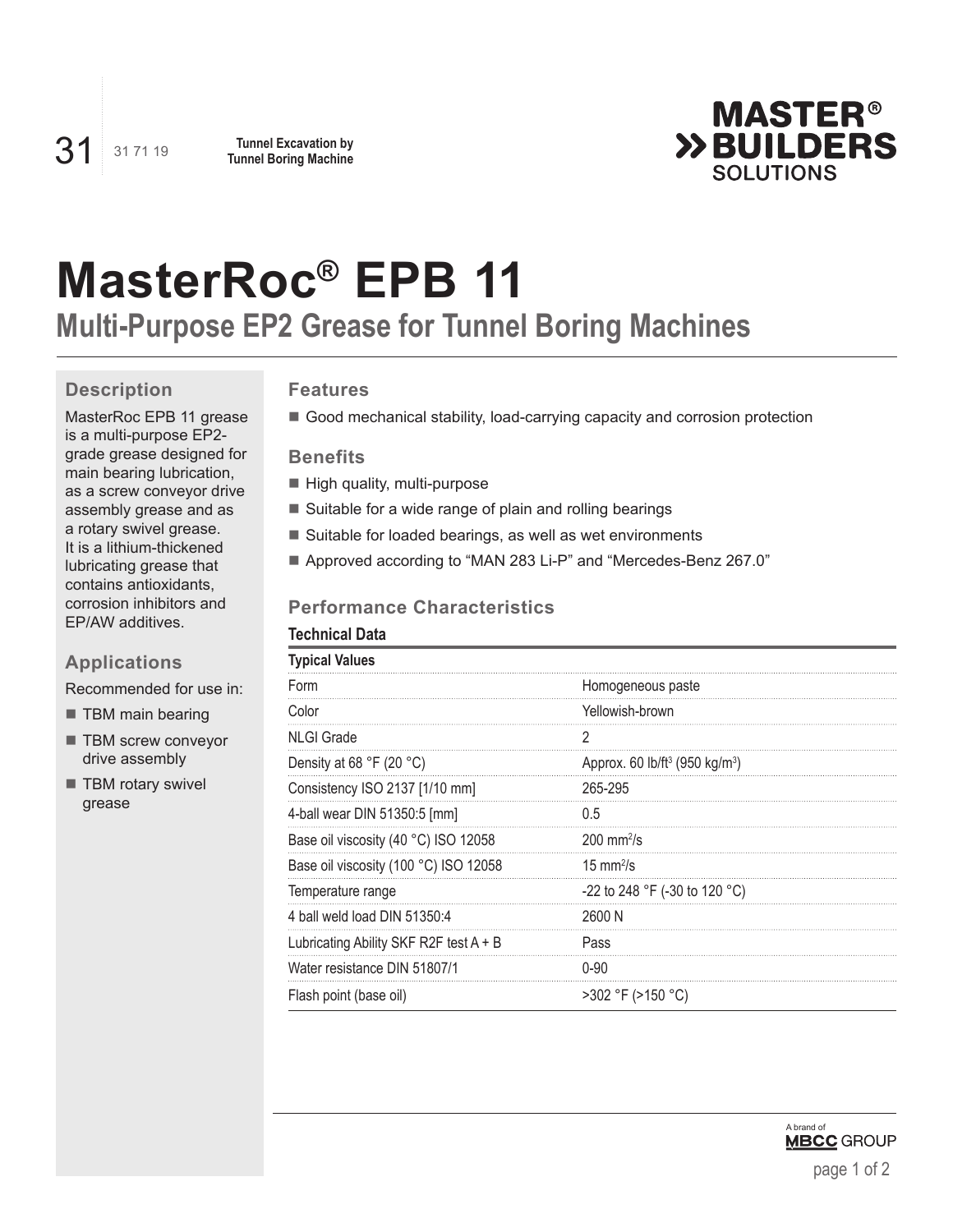31 | 31 71 19 | **Tunnel Excavation by Tunnel Boring Machine**

# MasterRoc® EPB 11

## Multi-Purpose EP2 Grease for Tunnel Boring Machines

### Description

MasterRoc EPB 11 grease is a multi-purpose EP2-grade grease designed for main bearing lubrication, as a screw conveyor drive assembly grease and as a rotary swivel grease. It is a lithium-thickened lubricating grease that contains antioxidants, corrosion inhibitors and EP/AW additives.

### Applications

Recommended for use in:

- TBM main bearing
- TBM screw conveyor drive assembly
- TBM rotary swivel grease

### Features

- Good mechanical stability, load-carrying capacity and corrosion protection

### Benefits

- High quality, multi-purpose
- Suitable for a wide range of plain and rolling bearings
- Suitable for loaded bearings, as well as wet environments
- Approved according to "MAN 283 Li-P" and "Mercedes-Benz 267.0"

### Performance Characteristics

**Technical Data**

| Typical Values | |
|---|---|
| Form | Homogeneous paste |
| Color | Yellowish-brown |
| NLGI Grade | 2 |
| Density at 68 °F (20 °C) | Approx. 60 lb/ft$^3$ (950 kg/m$^3$) |
| Consistency ISO 2137 [1/10 mm] | 265-295 |
| 4-ball wear DIN 51350:5 [mm] | 0.5 |
| Base oil viscosity (40 °C) ISO 12058 | 200 mm$^2$/s |
| Base oil viscosity (100 °C) ISO 12058 | 15 mm$^2$/s |
| Temperature range | -22 to 248 °F (-30 to 120 °C) |
| 4 ball weld load DIN 51350:4 | 2600 N |
| Lubricating Ability SKF R2F test A + B | Pass |
| Water resistance DIN 51807/1 | 0-90 |
| Flash point (base oil) | >302 °F (>150 °C) |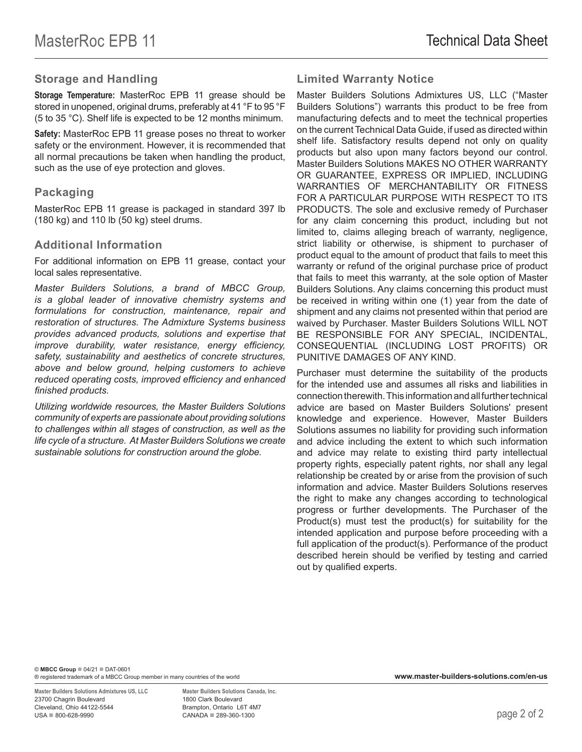## Storage and Handling

**Storage Temperature:** MasterRoc EPB 11 grease should be stored in unopened, original drums, preferably at 41 °F to 95 °F (5 to 35 °C). Shelf life is expected to be 12 months minimum.

**Safety:** MasterRoc EPB 11 grease poses no threat to worker safety or the environment. However, it is recommended that all normal precautions be taken when handling the product, such as the use of eye protection and gloves.

## Packaging

MasterRoc EPB 11 grease is packaged in standard 397 lb (180 kg) and 110 lb (50 kg) steel drums.

## Additional Information

For additional information on EPB 11 grease, contact your local sales representative.

*Master Builders Solutions, a brand of MBCC Group, is a global leader of innovative chemistry systems and formulations for construction, maintenance, repair and restoration of structures. The Admixture Systems business provides advanced products, solutions and expertise that improve durability, water resistance, energy efficiency, safety, sustainability and aesthetics of concrete structures, above and below ground, helping customers to achieve reduced operating costs, improved efficiency and enhanced finished products.*

*Utilizing worldwide resources, the Master Builders Solutions community of experts are passionate about providing solutions to challenges within all stages of construction, as well as the life cycle of a structure. At Master Builders Solutions we create sustainable solutions for construction around the globe.*

## Limited Warranty Notice

Master Builders Solutions Admixtures US, LLC ("Master Builders Solutions") warrants this product to be free from manufacturing defects and to meet the technical properties on the current Technical Data Guide, if used as directed within shelf life. Satisfactory results depend not only on quality products but also upon many factors beyond our control. Master Builders Solutions MAKES NO OTHER WARRANTY OR GUARANTEE, EXPRESS OR IMPLIED, INCLUDING WARRANTIES OF MERCHANTABILITY OR FITNESS FOR A PARTICULAR PURPOSE WITH RESPECT TO ITS PRODUCTS. The sole and exclusive remedy of Purchaser for any claim concerning this product, including but not limited to, claims alleging breach of warranty, negligence, strict liability or otherwise, is shipment to purchaser of product equal to the amount of product that fails to meet this warranty or refund of the original purchase price of product that fails to meet this warranty, at the sole option of Master Builders Solutions. Any claims concerning this product must be received in writing within one (1) year from the date of shipment and any claims not presented within that period are waived by Purchaser. Master Builders Solutions WILL NOT BE RESPONSIBLE FOR ANY SPECIAL, INCIDENTAL, CONSEQUENTIAL (INCLUDING LOST PROFITS) OR PUNITIVE DAMAGES OF ANY KIND.

Purchaser must determine the suitability of the products for the intended use and assumes all risks and liabilities in connection therewith. This information and all further technical advice are based on Master Builders Solutions' present knowledge and experience. However, Master Builders Solutions assumes no liability for providing such information and advice including the extent to which such information and advice may relate to existing third party intellectual property rights, especially patent rights, nor shall any legal relationship be created by or arise from the provision of such information and advice. Master Builders Solutions reserves the right to make any changes according to technological progress or further developments. The Purchaser of the Product(s) must test the product(s) for suitability for the intended application and purpose before proceeding with a full application of the product(s). Performance of the product described herein should be verified by testing and carried out by qualified experts.

© **MBCC Group** ■ 04/21 ■ DAT-0601
® registered trademark of a MBCC Group member in many countries of the world

**www.master-builders-solutions.com/en-us**

**Master Builders Solutions Admixtures US, LLC**
23700 Chagrin Boulevard
Cleveland, Ohio 44122-5544
USA ■ 800-628-9990

**Master Builders Solutions Canada, Inc.**
1800 Clark Boulevard
Brampton, Ontario L6T 4M7
CANADA ■ 289-360-1300